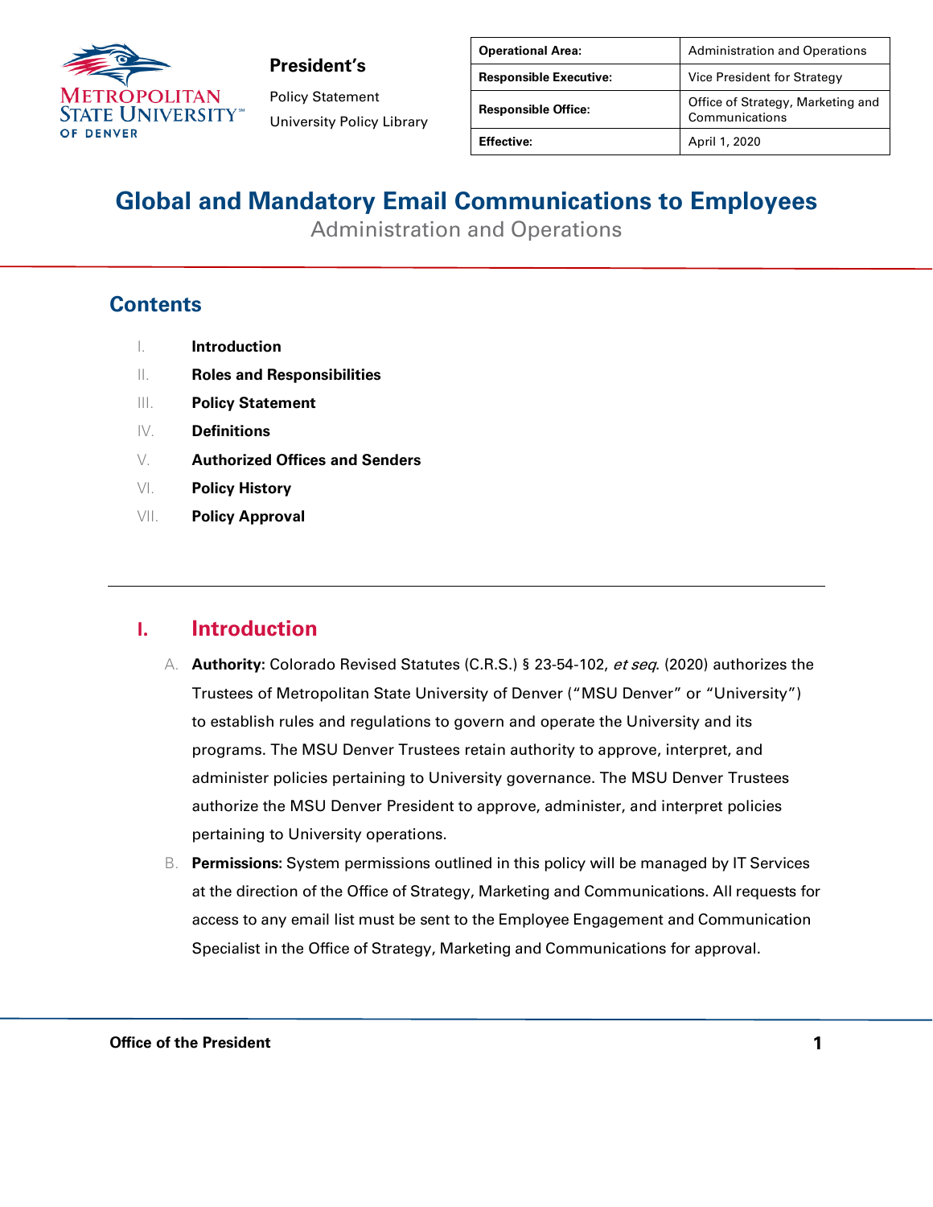President's

Policy Statement

University Policy Library

| Operational Area: | Administration and Operations |
| --- | --- |
| Responsible Executive: | Vice President for Strategy |
| Responsible Office: | Office of Strategy, Marketing and Communications |
| Effective: | April 1, 2020 |

# Global and Mandatory Email Communications to Employees

Administration and Operations

## Contents

I. **Introduction**
II. **Roles and Responsibilities**
III. **Policy Statement**
IV. **Definitions**
V. **Authorized Offices and Senders**
VI. **Policy History**
VII. **Policy Approval**

---

## I. Introduction

A. **Authority:** Colorado Revised Statutes (C.R.S.) § 23-54-102, *et seq*. (2020) authorizes the Trustees of Metropolitan State University of Denver ("MSU Denver" or "University") to establish rules and regulations to govern and operate the University and its programs. The MSU Denver Trustees retain authority to approve, interpret, and administer policies pertaining to University governance. The MSU Denver Trustees authorize the MSU Denver President to approve, administer, and interpret policies pertaining to University operations.

B. **Permissions:** System permissions outlined in this policy will be managed by IT Services at the direction of the Office of Strategy, Marketing and Communications. All requests for access to any email list must be sent to the Employee Engagement and Communication Specialist in the Office of Strategy, Marketing and Communications for approval.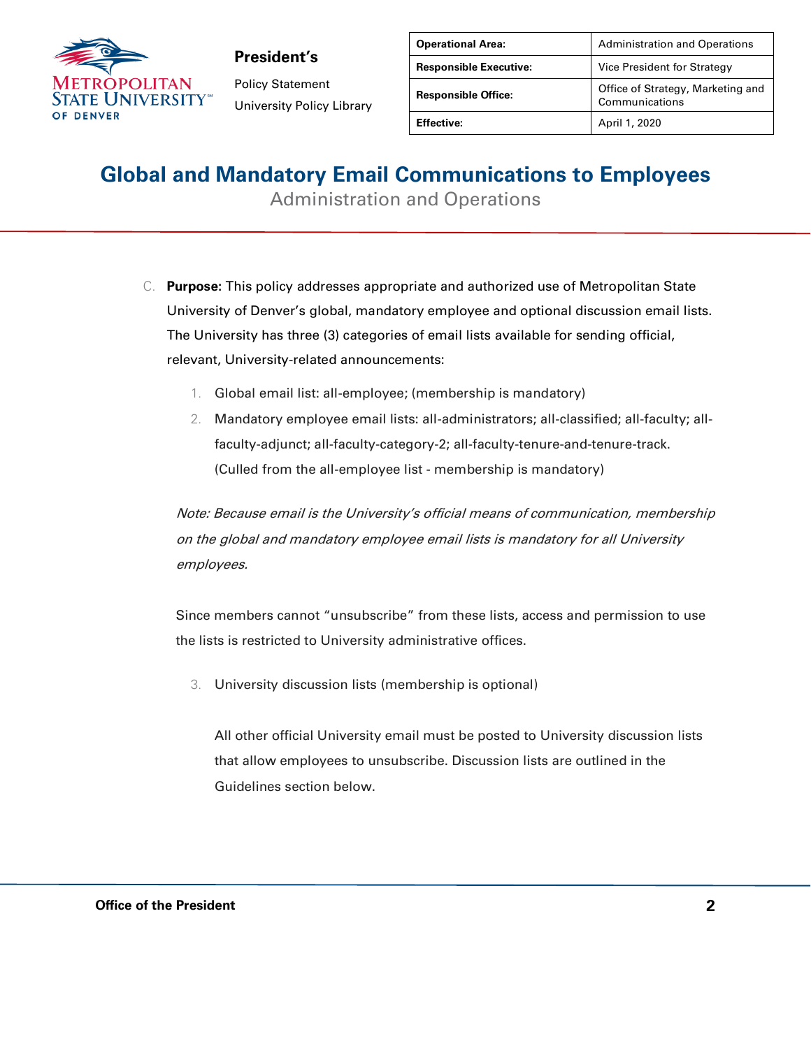C. **Purpose:** This policy addresses appropriate and authorized use of Metropolitan State University of Denver's global, mandatory employee and optional discussion email lists. The University has three (3) categories of email lists available for sending official, relevant, University-related announcements:

1. Global email list: all-employee; (membership is mandatory)
2. Mandatory employee email lists: all-administrators; all-classified; all-faculty; all-faculty-adjunct; all-faculty-category-2; all-faculty-tenure-and-tenure-track. (Culled from the all-employee list - membership is mandatory)

*Note: Because email is the University's official means of communication, membership on the global and mandatory employee email lists is mandatory for all University employees.*

Since members cannot "unsubscribe" from these lists, access and permission to use the lists is restricted to University administrative offices.

3. University discussion lists (membership is optional)

   All other official University email must be posted to University discussion lists that allow employees to unsubscribe. Discussion lists are outlined in the Guidelines section below.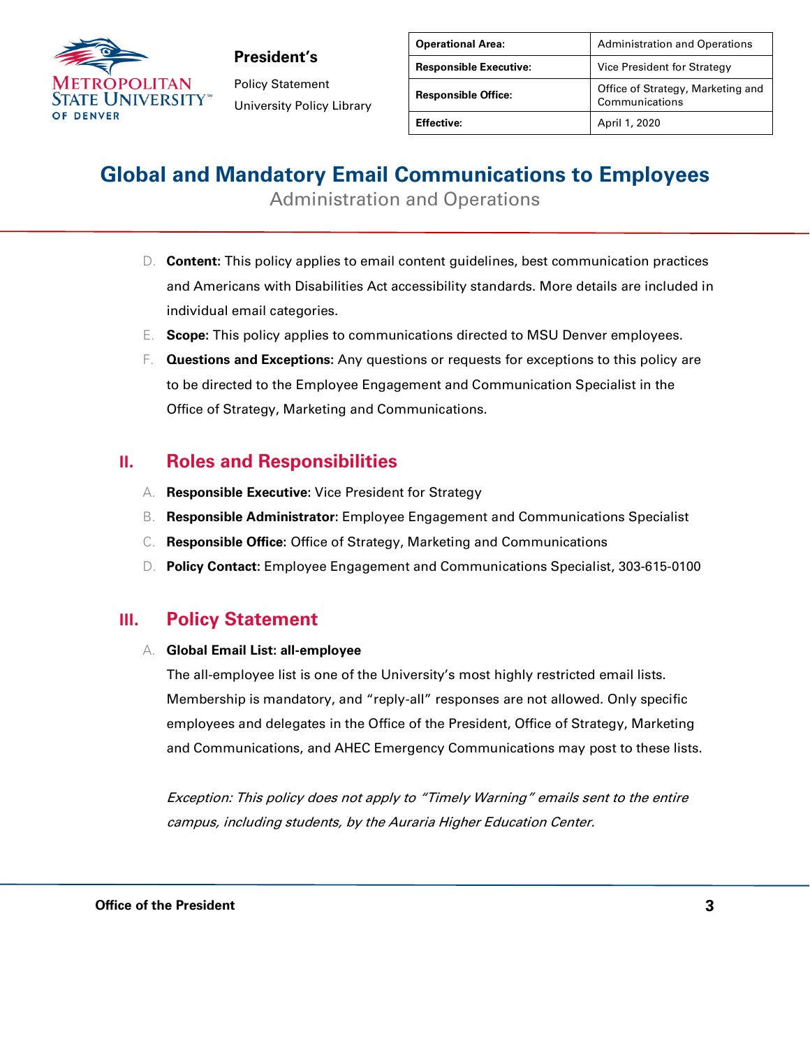D. **Content:** This policy applies to email content guidelines, best communication practices and Americans with Disabilities Act accessibility standards. More details are included in individual email categories.

E. **Scope:** This policy applies to communications directed to MSU Denver employees.

F. **Questions and Exceptions:** Any questions or requests for exceptions to this policy are to be directed to the Employee Engagement and Communication Specialist in the Office of Strategy, Marketing and Communications.

## II. Roles and Responsibilities

A. **Responsible Executive**: Vice President for Strategy

B. **Responsible Administrator:** Employee Engagement and Communications Specialist

C. **Responsible Office**: Office of Strategy, Marketing and Communications

D. **Policy Contact:** Employee Engagement and Communications Specialist, 303-615-0100

## III. Policy Statement

A. **Global Email List: all-employee**

The all-employee list is one of the University's most highly restricted email lists. Membership is mandatory, and "reply-all" responses are not allowed. Only specific employees and delegates in the Office of the President, Office of Strategy, Marketing and Communications, and AHEC Emergency Communications may post to these lists.

*Exception: This policy does not apply to "Timely Warning" emails sent to the entire campus, including students, by the Auraria Higher Education Center.*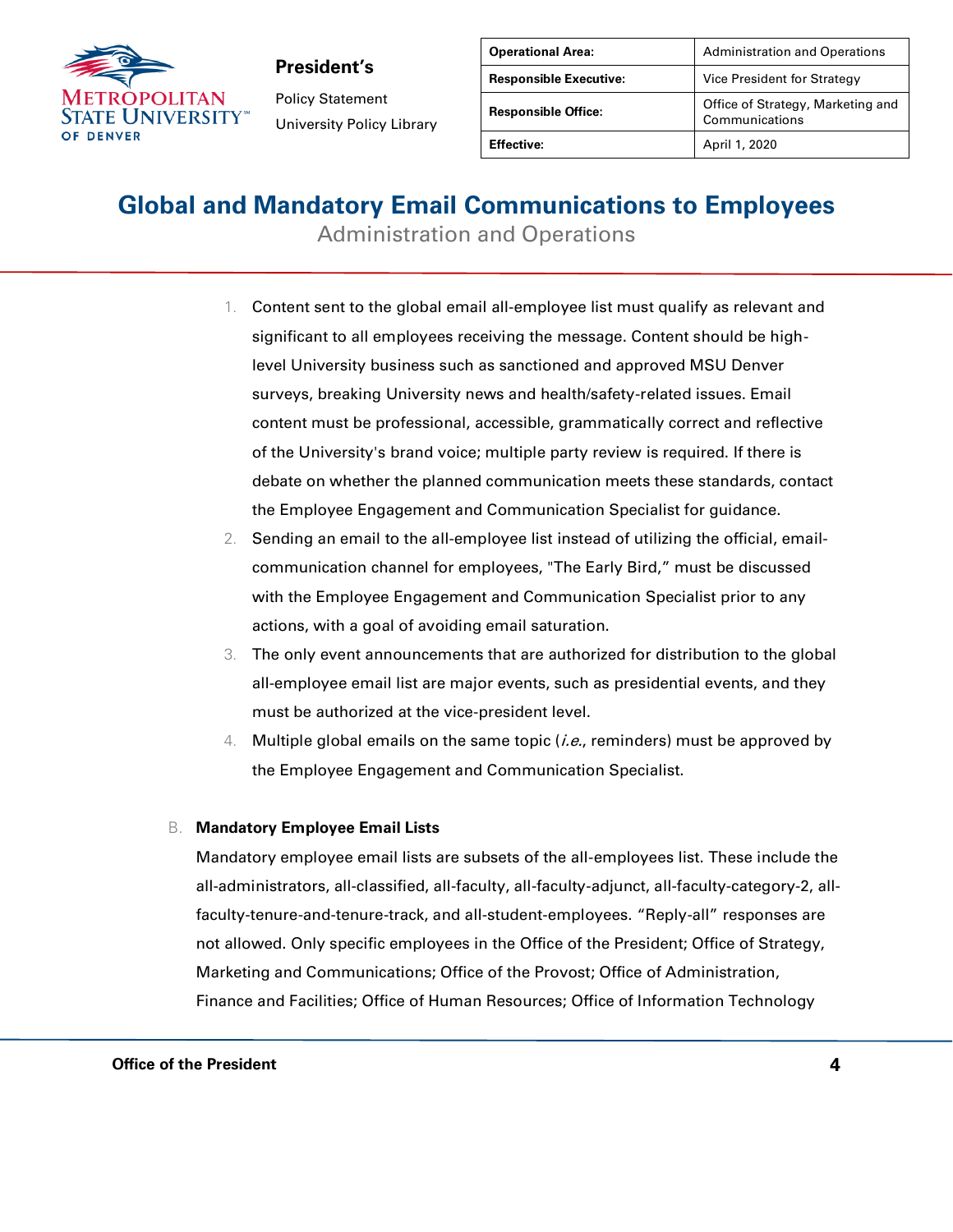1. Content sent to the global email all-employee list must qualify as relevant and significant to all employees receiving the message. Content should be high-level University business such as sanctioned and approved MSU Denver surveys, breaking University news and health/safety-related issues. Email content must be professional, accessible, grammatically correct and reflective of the University's brand voice; multiple party review is required. If there is debate on whether the planned communication meets these standards, contact the Employee Engagement and Communication Specialist for guidance.
2. Sending an email to the all-employee list instead of utilizing the official, email-communication channel for employees, "The Early Bird," must be discussed with the Employee Engagement and Communication Specialist prior to any actions, with a goal of avoiding email saturation.
3. The only event announcements that are authorized for distribution to the global all-employee email list are major events, such as presidential events, and they must be authorized at the vice-president level.
4. Multiple global emails on the same topic (*i.e.*, reminders) must be approved by the Employee Engagement and Communication Specialist.

B. **Mandatory Employee Email Lists**

Mandatory employee email lists are subsets of the all-employees list. These include the all-administrators, all-classified, all-faculty, all-faculty-adjunct, all-faculty-category-2, all-faculty-tenure-and-tenure-track, and all-student-employees. "Reply-all" responses are not allowed. Only specific employees in the Office of the President; Office of Strategy, Marketing and Communications; Office of the Provost; Office of Administration, Finance and Facilities; Office of Human Resources; Office of Information Technology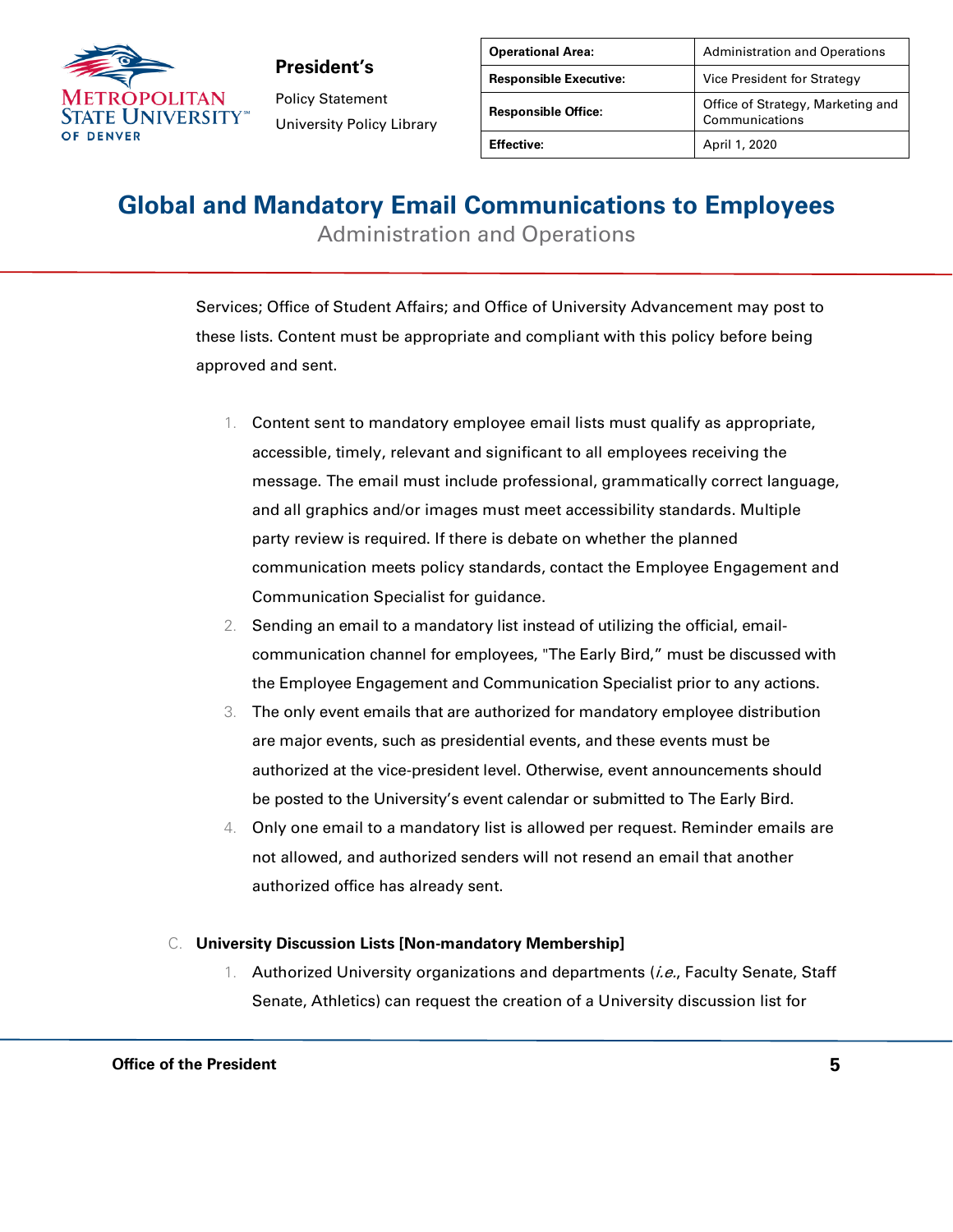Services; Office of Student Affairs; and Office of University Advancement may post to these lists. Content must be appropriate and compliant with this policy before being approved and sent.

1. Content sent to mandatory employee email lists must qualify as appropriate, accessible, timely, relevant and significant to all employees receiving the message. The email must include professional, grammatically correct language, and all graphics and/or images must meet accessibility standards. Multiple party review is required. If there is debate on whether the planned communication meets policy standards, contact the Employee Engagement and Communication Specialist for guidance.
2. Sending an email to a mandatory list instead of utilizing the official, email-communication channel for employees, "The Early Bird," must be discussed with the Employee Engagement and Communication Specialist prior to any actions.
3. The only event emails that are authorized for mandatory employee distribution are major events, such as presidential events, and these events must be authorized at the vice-president level. Otherwise, event announcements should be posted to the University's event calendar or submitted to The Early Bird.
4. Only one email to a mandatory list is allowed per request. Reminder emails are not allowed, and authorized senders will not resend an email that another authorized office has already sent.

C. **University Discussion Lists [Non-mandatory Membership]**

1. Authorized University organizations and departments (*i.e.*, Faculty Senate, Staff Senate, Athletics) can request the creation of a University discussion list for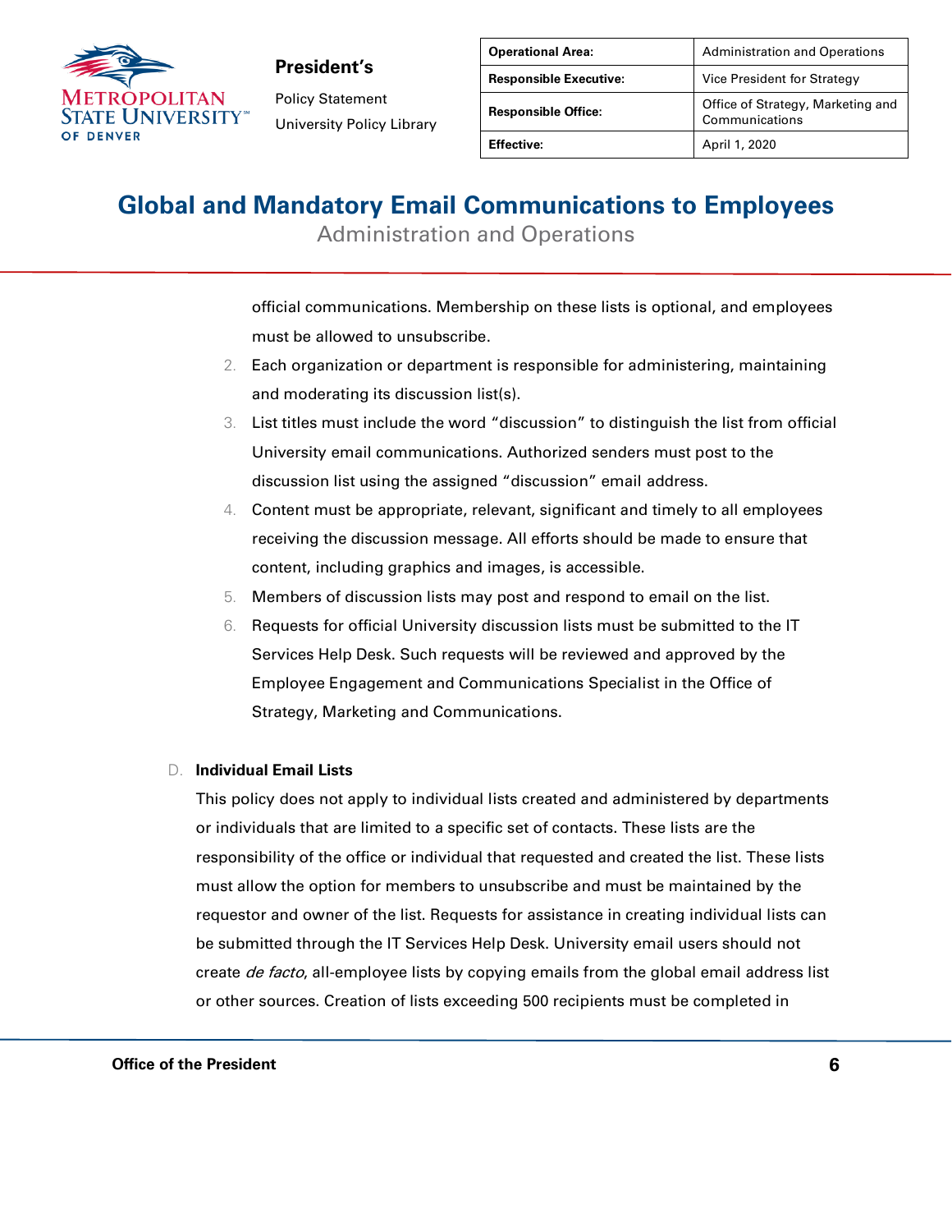official communications. Membership on these lists is optional, and employees must be allowed to unsubscribe.

2. Each organization or department is responsible for administering, maintaining and moderating its discussion list(s).
3. List titles must include the word “discussion” to distinguish the list from official University email communications. Authorized senders must post to the discussion list using the assigned “discussion” email address.
4. Content must be appropriate, relevant, significant and timely to all employees receiving the discussion message. All efforts should be made to ensure that content, including graphics and images, is accessible.
5. Members of discussion lists may post and respond to email on the list.
6. Requests for official University discussion lists must be submitted to the IT Services Help Desk. Such requests will be reviewed and approved by the Employee Engagement and Communications Specialist in the Office of Strategy, Marketing and Communications.

D. **Individual Email Lists**

This policy does not apply to individual lists created and administered by departments or individuals that are limited to a specific set of contacts. These lists are the responsibility of the office or individual that requested and created the list. These lists must allow the option for members to unsubscribe and must be maintained by the requestor and owner of the list. Requests for assistance in creating individual lists can be submitted through the IT Services Help Desk. University email users should not create *de facto*, all-employee lists by copying emails from the global email address list or other sources. Creation of lists exceeding 500 recipients must be completed in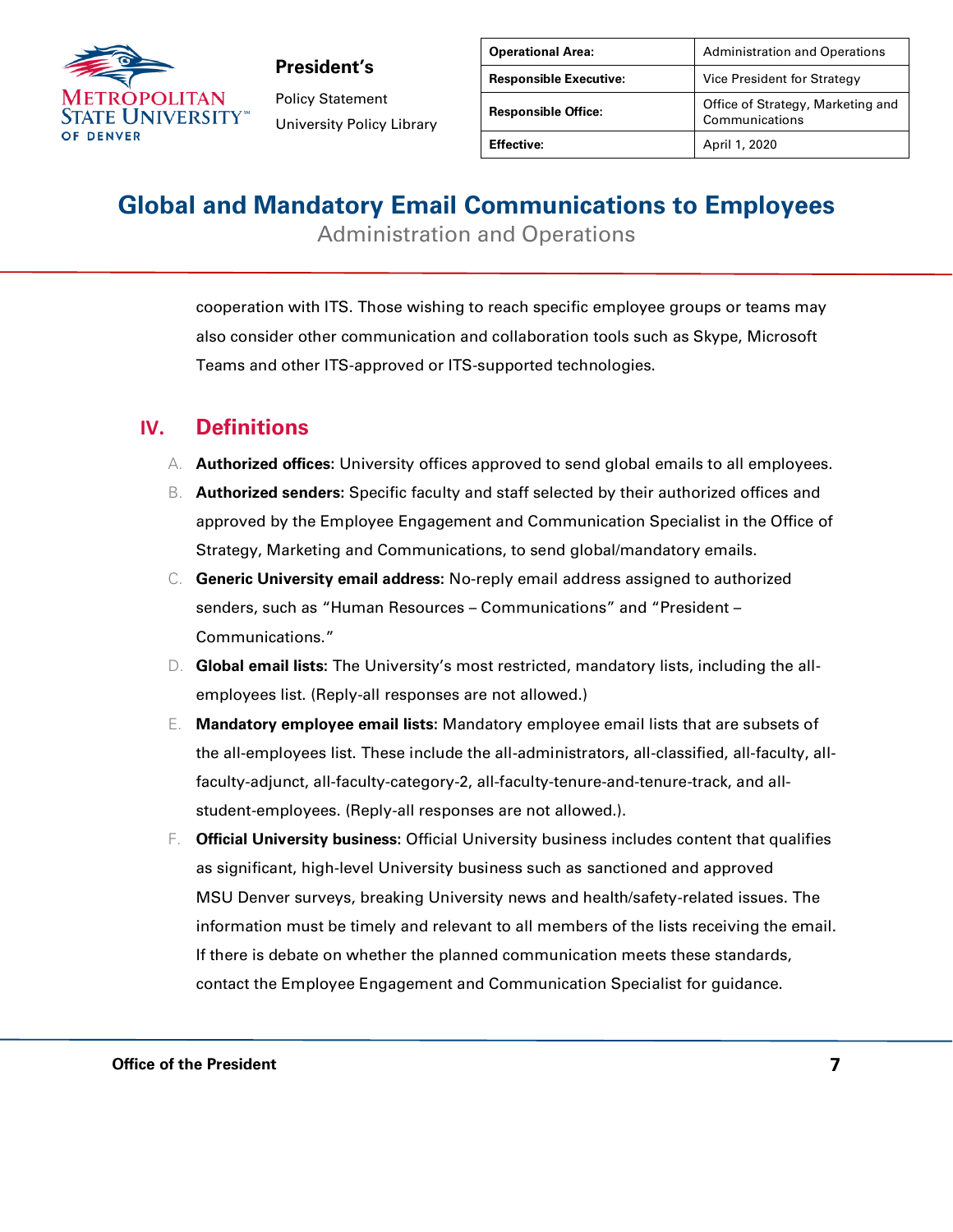cooperation with ITS. Those wishing to reach specific employee groups or teams may also consider other communication and collaboration tools such as Skype, Microsoft Teams and other ITS-approved or ITS-supported technologies.

## IV. Definitions

A. **Authorized offices:** University offices approved to send global emails to all employees.

B. **Authorized senders:** Specific faculty and staff selected by their authorized offices and approved by the Employee Engagement and Communication Specialist in the Office of Strategy, Marketing and Communications, to send global/mandatory emails.

C. **Generic University email address:** No-reply email address assigned to authorized senders, such as "Human Resources – Communications" and "President – Communications."

D. **Global email lists:** The University's most restricted, mandatory lists, including the all-employees list. (Reply-all responses are not allowed.)

E. **Mandatory employee email lists:** Mandatory employee email lists that are subsets of the all-employees list. These include the all-administrators, all-classified, all-faculty, all-faculty-adjunct, all-faculty-category-2, all-faculty-tenure-and-tenure-track, and all-student-employees. (Reply-all responses are not allowed.).

F. **Official University business:** Official University business includes content that qualifies as significant, high-level University business such as sanctioned and approved MSU Denver surveys, breaking University news and health/safety-related issues. The information must be timely and relevant to all members of the lists receiving the email. If there is debate on whether the planned communication meets these standards, contact the Employee Engagement and Communication Specialist for guidance.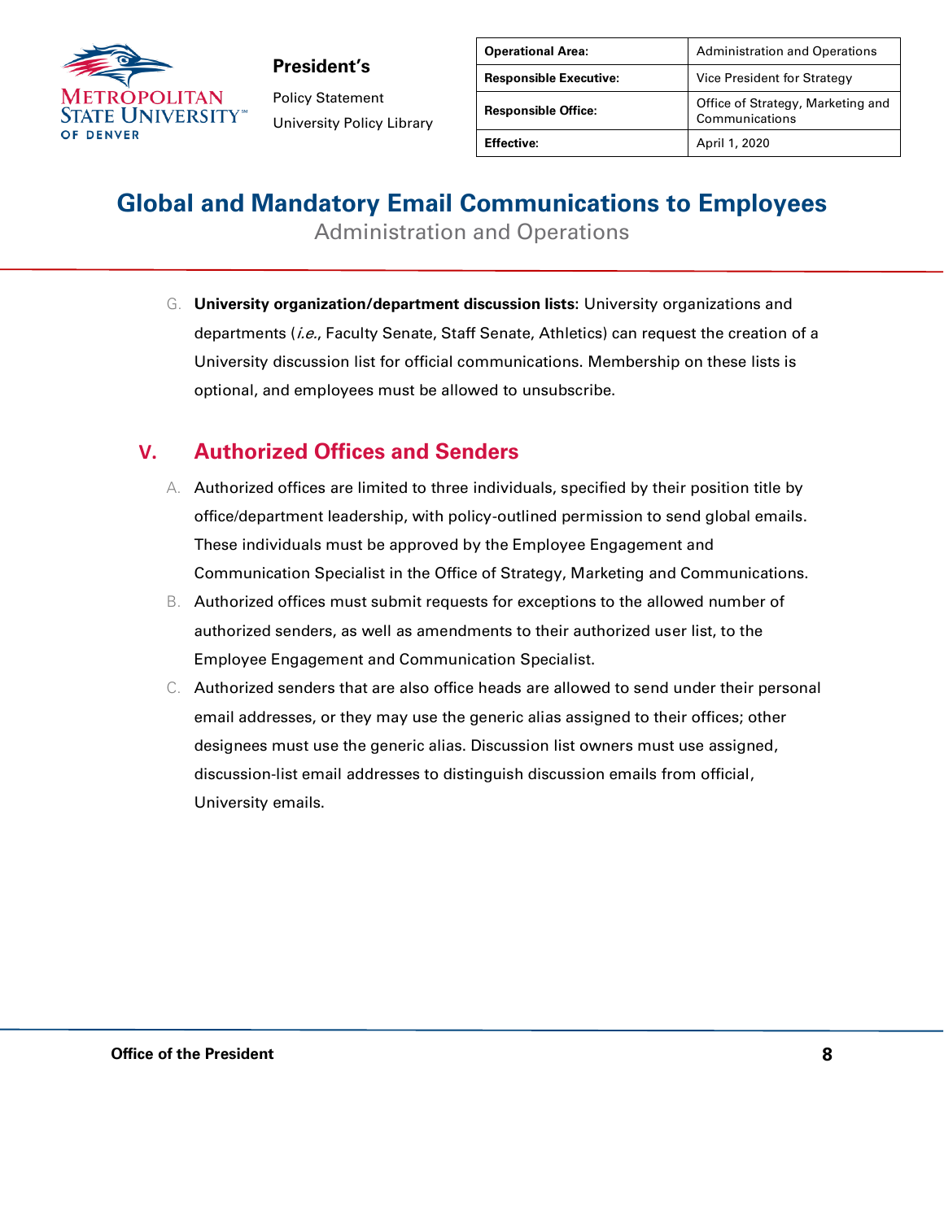G. **University organization/department discussion lists**: University organizations and departments (*i.e.*, Faculty Senate, Staff Senate, Athletics) can request the creation of a University discussion list for official communications. Membership on these lists is optional, and employees must be allowed to unsubscribe.

## V. Authorized Offices and Senders

A. Authorized offices are limited to three individuals, specified by their position title by office/department leadership, with policy-outlined permission to send global emails. These individuals must be approved by the Employee Engagement and Communication Specialist in the Office of Strategy, Marketing and Communications.

B. Authorized offices must submit requests for exceptions to the allowed number of authorized senders, as well as amendments to their authorized user list, to the Employee Engagement and Communication Specialist.

C. Authorized senders that are also office heads are allowed to send under their personal email addresses, or they may use the generic alias assigned to their offices; other designees must use the generic alias. Discussion list owners must use assigned, discussion-list email addresses to distinguish discussion emails from official, University emails.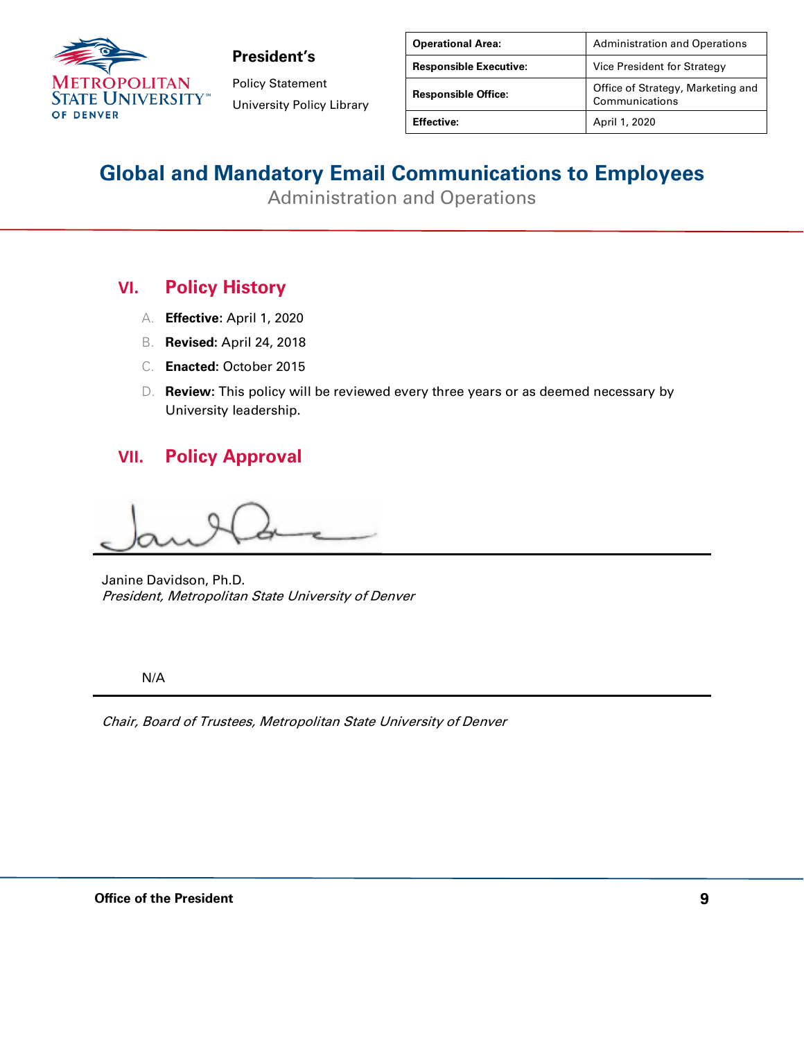| Operational Area: | Administration and Operations |
| --- | --- |
| Responsible Executive: | Vice President for Strategy |
| Responsible Office: | Office of Strategy, Marketing and Communications |
| Effective: | April 1, 2020 |

# Global and Mandatory Email Communications to Employees

Administration and Operations

## VI. Policy History

A. **Effective:** April 1, 2020

B. **Revised:** April 24, 2018

C. **Enacted:** October 2015

D. **Review:** This policy will be reviewed every three years or as deemed necessary by University leadership.

## VII. Policy Approval

Janine Davidson, Ph.D.
*President, Metropolitan State University of Denver*

N/A

*Chair, Board of Trustees, Metropolitan State University of Denver*